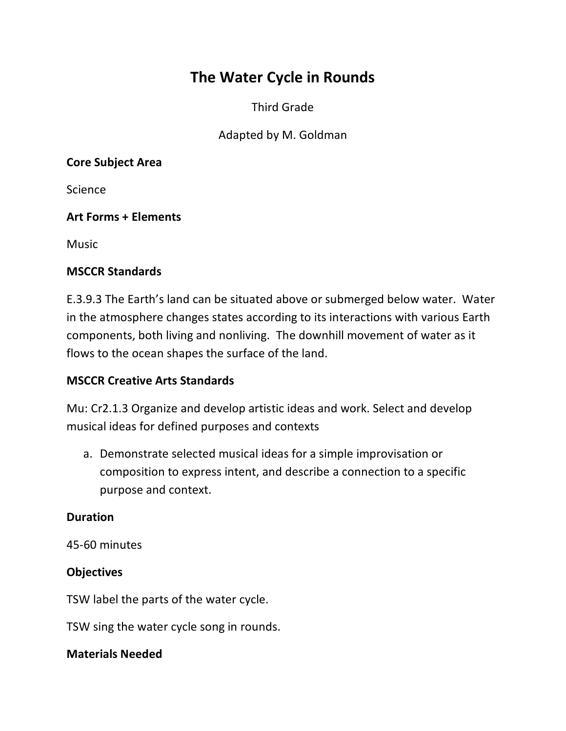# The Water Cycle in Rounds

Third Grade

Adapted by M. Goldman

**Core Subject Area**

Science

**Art Forms + Elements**

Music

**MSCCR Standards**

E.3.9.3 The Earth's land can be situated above or submerged below water. Water in the atmosphere changes states according to its interactions with various Earth components, both living and nonliving. The downhill movement of water as it flows to the ocean shapes the surface of the land.

**MSCCR Creative Arts Standards**

Mu: Cr2.1.3 Organize and develop artistic ideas and work. Select and develop musical ideas for defined purposes and contexts

a. Demonstrate selected musical ideas for a simple improvisation or composition to express intent, and describe a connection to a specific purpose and context.

**Duration**

45-60 minutes

**Objectives**

TSW label the parts of the water cycle.

TSW sing the water cycle song in rounds.

**Materials Needed**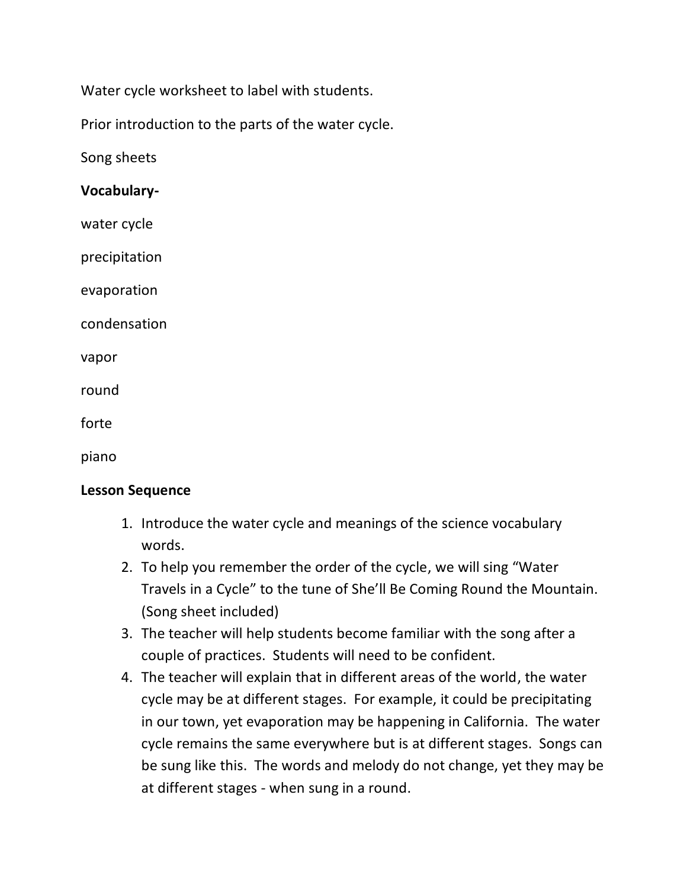Water cycle worksheet to label with students.

Prior introduction to the parts of the water cycle.

Song sheets

**Vocabulary-**

water cycle

precipitation

evaporation

condensation

vapor

round

forte

piano

**Lesson Sequence**

1. Introduce the water cycle and meanings of the science vocabulary words.
2. To help you remember the order of the cycle, we will sing "Water Travels in a Cycle" to the tune of She'll Be Coming Round the Mountain. (Song sheet included)
3. The teacher will help students become familiar with the song after a couple of practices. Students will need to be confident.
4. The teacher will explain that in different areas of the world, the water cycle may be at different stages. For example, it could be precipitating in our town, yet evaporation may be happening in California. The water cycle remains the same everywhere but is at different stages. Songs can be sung like this. The words and melody do not change, yet they may be at different stages - when sung in a round.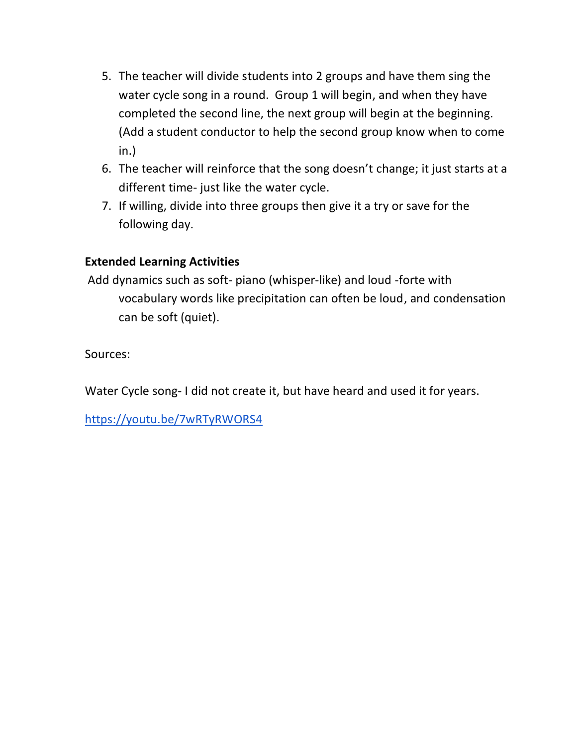5. The teacher will divide students into 2 groups and have them sing the water cycle song in a round. Group 1 will begin, and when they have completed the second line, the next group will begin at the beginning. (Add a student conductor to help the second group know when to come in.)
6. The teacher will reinforce that the song doesn't change; it just starts at a different time- just like the water cycle.
7. If willing, divide into three groups then give it a try or save for the following day.

**Extended Learning Activities**

Add dynamics such as soft- piano (whisper-like) and loud -forte with vocabulary words like precipitation can often be loud, and condensation can be soft (quiet).

Sources:

Water Cycle song- I did not create it, but have heard and used it for years.

https://youtu.be/7wRTyRWORS4